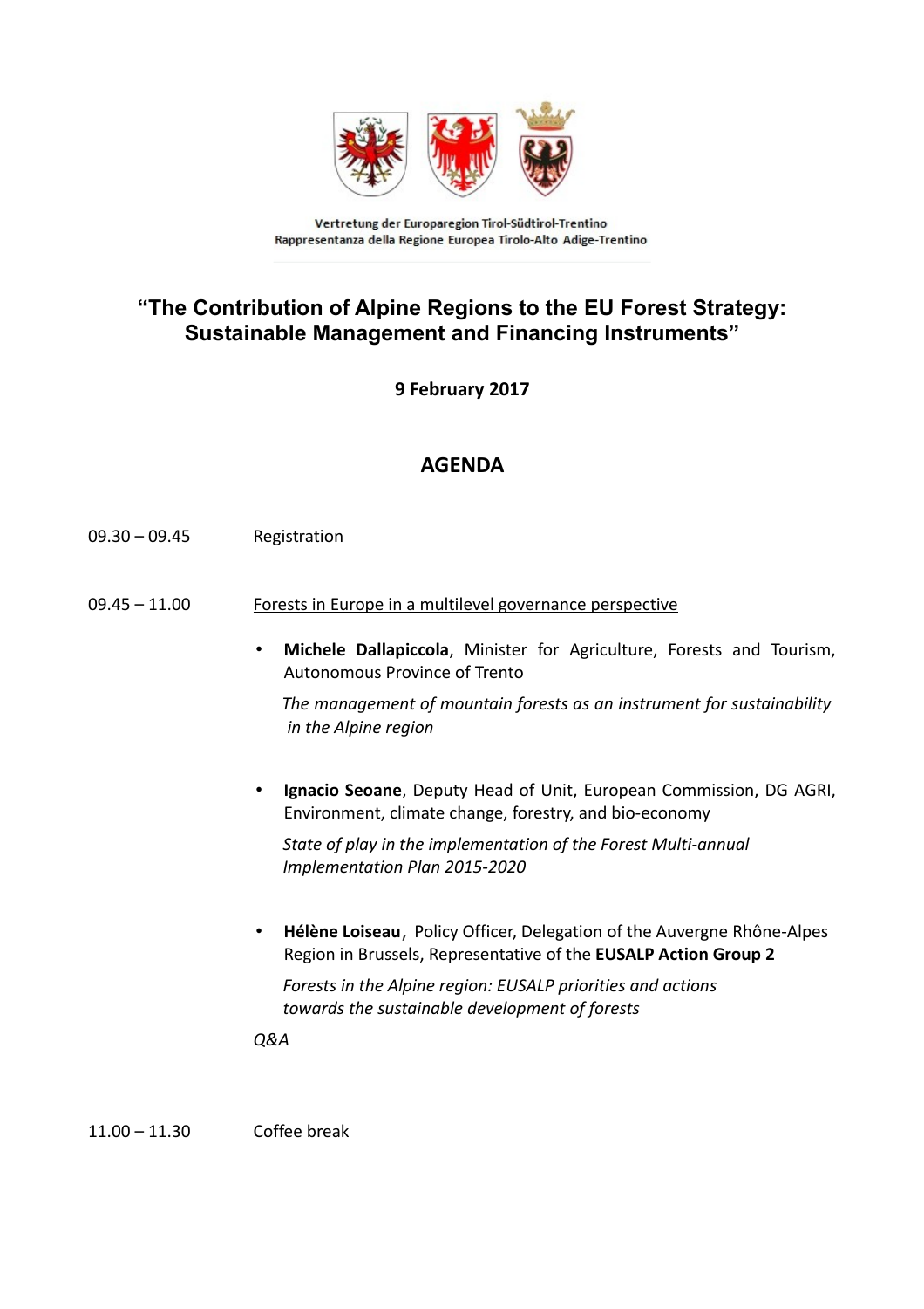Vertretung der Europaregion Tirol-Südtirol-Trentino
Rappresentanza della Regione Europea Tirolo-Alto Adige-Trentino

# "The Contribution of Alpine Regions to the EU Forest Strategy: Sustainable Management and Financing Instruments"

**9 February 2017**

## AGENDA

09.30 – 09.45 Registration

09.45 – 11.00 Forests in Europe in a multilevel governance perspective

- **Michele Dallapiccola**, Minister for Agriculture, Forests and Tourism, Autonomous Province of Trento

  *The management of mountain forests as an instrument for sustainability in the Alpine region*

- **Ignacio Seoane**, Deputy Head of Unit, European Commission, DG AGRI, Environment, climate change, forestry, and bio-economy

  *State of play in the implementation of the Forest Multi-annual Implementation Plan 2015-2020*

- **Hélène Loiseau**, Policy Officer, Delegation of the Auvergne Rhône-Alpes Region in Brussels, Representative of the **EUSALP Action Group 2**

  *Forests in the Alpine region: EUSALP priorities and actions towards the sustainable development of forests*

*Q&A*

11.00 – 11.30 Coffee break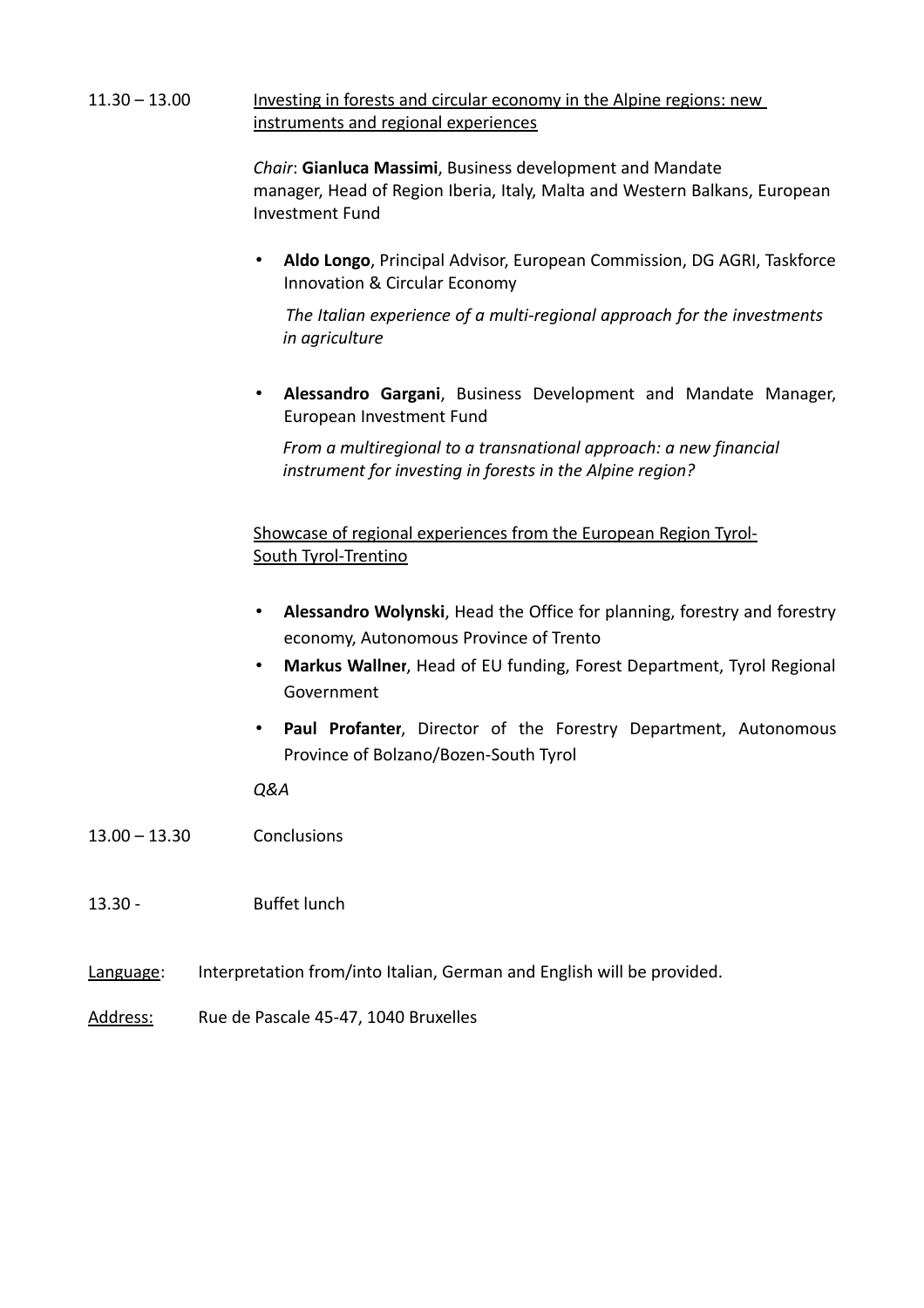11.30 – 13.00 Investing in forests and circular economy in the Alpine regions: new instruments and regional experiences

*Chair*: **Gianluca Massimi**, Business development and Mandate manager, Head of Region Iberia, Italy, Malta and Western Balkans, European Investment Fund

- **Aldo Longo**, Principal Advisor, European Commission, DG AGRI, Taskforce Innovation & Circular Economy

  *The Italian experience of a multi-regional approach for the investments in agriculture*

- **Alessandro Gargani**, Business Development and Mandate Manager, European Investment Fund

  *From a multiregional to a transnational approach: a new financial instrument for investing in forests in the Alpine region?*

Showcase of regional experiences from the European Region Tyrol-South Tyrol-Trentino

- **Alessandro Wolynski**, Head the Office for planning, forestry and forestry economy, Autonomous Province of Trento
- **Markus Wallner**, Head of EU funding, Forest Department, Tyrol Regional Government
- **Paul Profanter**, Director of the Forestry Department, Autonomous Province of Bolzano/Bozen-South Tyrol

*Q&A*

13.00 – 13.30 Conclusions

13.30 - Buffet lunch

Language: Interpretation from/into Italian, German and English will be provided.

Address: Rue de Pascale 45-47, 1040 Bruxelles